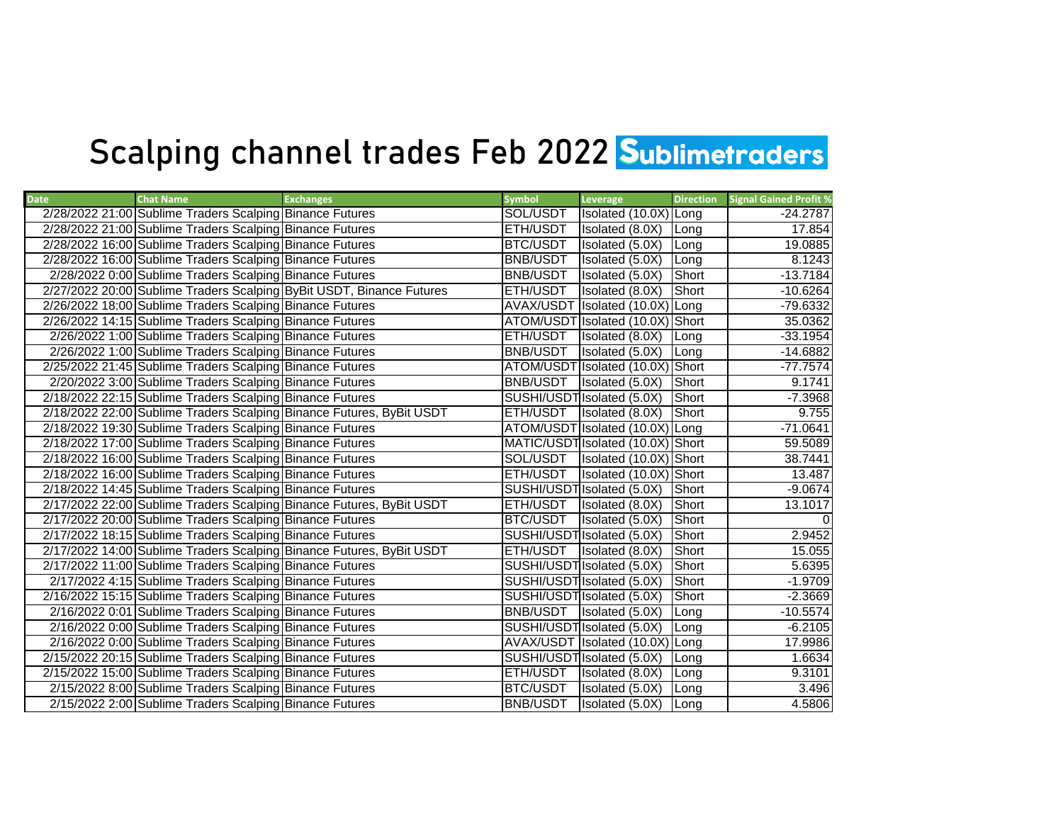# Scalping channel trades Feb 2022 Sublimetraders

| Date | Chat Name | Exchanges | Symbol | Leverage | Direction | Signal Gained Profit % |
|---|---|---|---|---|---|---|
| 2/28/2022 21:00 | Sublime Traders Scalping | Binance Futures | SOL/USDT | Isolated (10.0X) | Long | -24.2787 |
| 2/28/2022 21:00 | Sublime Traders Scalping | Binance Futures | ETH/USDT | Isolated (8.0X) | Long | 17.854 |
| 2/28/2022 16:00 | Sublime Traders Scalping | Binance Futures | BTC/USDT | Isolated (5.0X) | Long | 19.0885 |
| 2/28/2022 16:00 | Sublime Traders Scalping | Binance Futures | BNB/USDT | Isolated (5.0X) | Long | 8.1243 |
| 2/28/2022 0:00 | Sublime Traders Scalping | Binance Futures | BNB/USDT | Isolated (5.0X) | Short | -13.7184 |
| 2/27/2022 20:00 | Sublime Traders Scalping | ByBit USDT, Binance Futures | ETH/USDT | Isolated (8.0X) | Short | -10.6264 |
| 2/26/2022 18:00 | Sublime Traders Scalping | Binance Futures | AVAX/USDT | Isolated (10.0X) | Long | -79.6332 |
| 2/26/2022 14:15 | Sublime Traders Scalping | Binance Futures | ATOM/USDT | Isolated (10.0X) | Short | 35.0362 |
| 2/26/2022 1:00 | Sublime Traders Scalping | Binance Futures | ETH/USDT | Isolated (8.0X) | Long | -33.1954 |
| 2/26/2022 1:00 | Sublime Traders Scalping | Binance Futures | BNB/USDT | Isolated (5.0X) | Long | -14.6882 |
| 2/25/2022 21:45 | Sublime Traders Scalping | Binance Futures | ATOM/USDT | Isolated (10.0X) | Short | -77.7574 |
| 2/20/2022 3:00 | Sublime Traders Scalping | Binance Futures | BNB/USDT | Isolated (5.0X) | Short | 9.1741 |
| 2/18/2022 22:15 | Sublime Traders Scalping | Binance Futures | SUSHI/USDT | Isolated (5.0X) | Short | -7.3968 |
| 2/18/2022 22:00 | Sublime Traders Scalping | Binance Futures, ByBit USDT | ETH/USDT | Isolated (8.0X) | Short | 9.755 |
| 2/18/2022 19:30 | Sublime Traders Scalping | Binance Futures | ATOM/USDT | Isolated (10.0X) | Long | -71.0641 |
| 2/18/2022 17:00 | Sublime Traders Scalping | Binance Futures | MATIC/USDT | Isolated (10.0X) | Short | 59.5089 |
| 2/18/2022 16:00 | Sublime Traders Scalping | Binance Futures | SOL/USDT | Isolated (10.0X) | Short | 38.7441 |
| 2/18/2022 16:00 | Sublime Traders Scalping | Binance Futures | ETH/USDT | Isolated (10.0X) | Short | 13.487 |
| 2/18/2022 14:45 | Sublime Traders Scalping | Binance Futures | SUSHI/USDT | Isolated (5.0X) | Short | -9.0674 |
| 2/17/2022 22:00 | Sublime Traders Scalping | Binance Futures, ByBit USDT | ETH/USDT | Isolated (8.0X) | Short | 13.1017 |
| 2/17/2022 20:00 | Sublime Traders Scalping | Binance Futures | BTC/USDT | Isolated (5.0X) | Short | 0 |
| 2/17/2022 18:15 | Sublime Traders Scalping | Binance Futures | SUSHI/USDT | Isolated (5.0X) | Short | 2.9452 |
| 2/17/2022 14:00 | Sublime Traders Scalping | Binance Futures, ByBit USDT | ETH/USDT | Isolated (8.0X) | Short | 15.055 |
| 2/17/2022 11:00 | Sublime Traders Scalping | Binance Futures | SUSHI/USDT | Isolated (5.0X) | Short | 5.6395 |
| 2/17/2022 4:15 | Sublime Traders Scalping | Binance Futures | SUSHI/USDT | Isolated (5.0X) | Short | -1.9709 |
| 2/16/2022 15:15 | Sublime Traders Scalping | Binance Futures | SUSHI/USDT | Isolated (5.0X) | Short | -2.3669 |
| 2/16/2022 0:01 | Sublime Traders Scalping | Binance Futures | BNB/USDT | Isolated (5.0X) | Long | -10.5574 |
| 2/16/2022 0:00 | Sublime Traders Scalping | Binance Futures | SUSHI/USDT | Isolated (5.0X) | Long | -6.2105 |
| 2/16/2022 0:00 | Sublime Traders Scalping | Binance Futures | AVAX/USDT | Isolated (10.0X) | Long | 17.9986 |
| 2/15/2022 20:15 | Sublime Traders Scalping | Binance Futures | SUSHI/USDT | Isolated (5.0X) | Long | 1.6634 |
| 2/15/2022 15:00 | Sublime Traders Scalping | Binance Futures | ETH/USDT | Isolated (8.0X) | Long | 9.3101 |
| 2/15/2022 8:00 | Sublime Traders Scalping | Binance Futures | BTC/USDT | Isolated (5.0X) | Long | 3.496 |
| 2/15/2022 2:00 | Sublime Traders Scalping | Binance Futures | BNB/USDT | Isolated (5.0X) | Long | 4.5806 |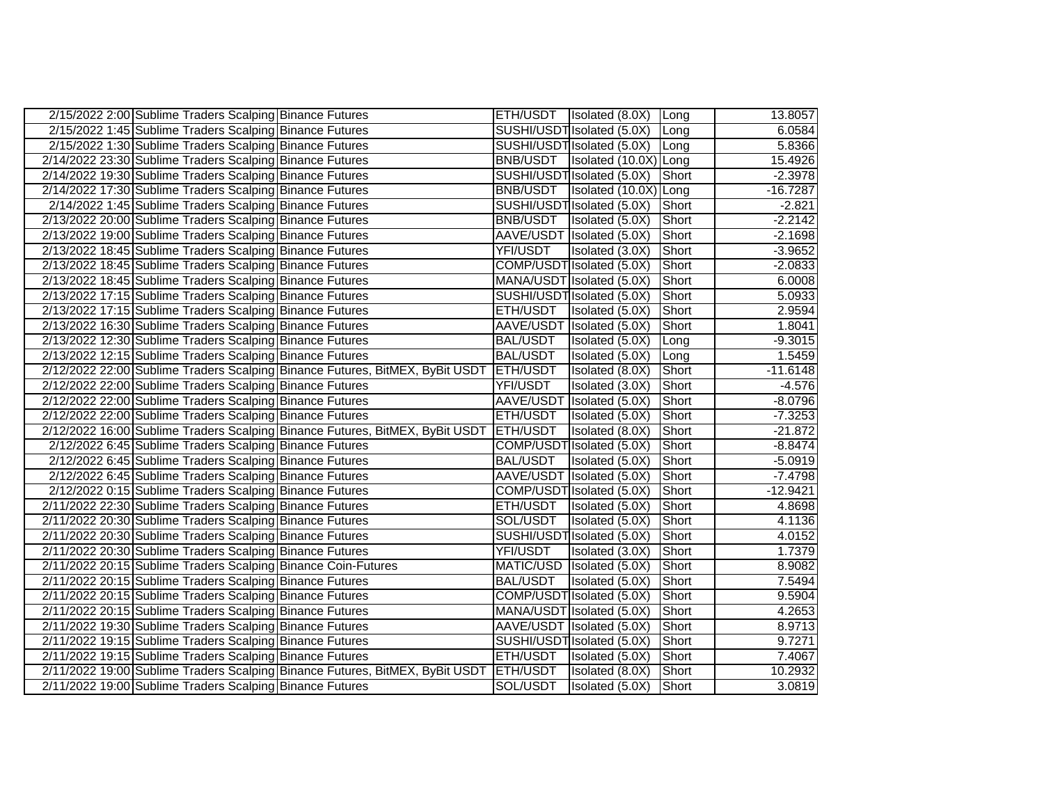| | | | | | | |
|---|---|---|---|---|---|---|
| 2/15/2022 2:00 | Sublime Traders Scalping | Binance Futures | ETH/USDT | Isolated (8.0X) | Long | 13.8057 |
| 2/15/2022 1:45 | Sublime Traders Scalping | Binance Futures | SUSHI/USDT | Isolated (5.0X) | Long | 6.0584 |
| 2/15/2022 1:30 | Sublime Traders Scalping | Binance Futures | SUSHI/USDT | Isolated (5.0X) | Long | 5.8366 |
| 2/14/2022 23:30 | Sublime Traders Scalping | Binance Futures | BNB/USDT | Isolated (10.0X) | Long | 15.4926 |
| 2/14/2022 19:30 | Sublime Traders Scalping | Binance Futures | SUSHI/USDT | Isolated (5.0X) | Short | -2.3978 |
| 2/14/2022 17:30 | Sublime Traders Scalping | Binance Futures | BNB/USDT | Isolated (10.0X) | Long | -16.7287 |
| 2/14/2022 1:45 | Sublime Traders Scalping | Binance Futures | SUSHI/USDT | Isolated (5.0X) | Short | -2.821 |
| 2/13/2022 20:00 | Sublime Traders Scalping | Binance Futures | BNB/USDT | Isolated (5.0X) | Short | -2.2142 |
| 2/13/2022 19:00 | Sublime Traders Scalping | Binance Futures | AAVE/USDT | Isolated (5.0X) | Short | -2.1698 |
| 2/13/2022 18:45 | Sublime Traders Scalping | Binance Futures | YFI/USDT | Isolated (3.0X) | Short | -3.9652 |
| 2/13/2022 18:45 | Sublime Traders Scalping | Binance Futures | COMP/USDT | Isolated (5.0X) | Short | -2.0833 |
| 2/13/2022 18:45 | Sublime Traders Scalping | Binance Futures | MANA/USDT | Isolated (5.0X) | Short | 6.0008 |
| 2/13/2022 17:15 | Sublime Traders Scalping | Binance Futures | SUSHI/USDT | Isolated (5.0X) | Short | 5.0933 |
| 2/13/2022 17:15 | Sublime Traders Scalping | Binance Futures | ETH/USDT | Isolated (5.0X) | Short | 2.9594 |
| 2/13/2022 16:30 | Sublime Traders Scalping | Binance Futures | AAVE/USDT | Isolated (5.0X) | Short | 1.8041 |
| 2/13/2022 12:30 | Sublime Traders Scalping | Binance Futures | BAL/USDT | Isolated (5.0X) | Long | -9.3015 |
| 2/13/2022 12:15 | Sublime Traders Scalping | Binance Futures | BAL/USDT | Isolated (5.0X) | Long | 1.5459 |
| 2/12/2022 22:00 | Sublime Traders Scalping | Binance Futures, BitMEX, ByBit USDT | ETH/USDT | Isolated (8.0X) | Short | -11.6148 |
| 2/12/2022 22:00 | Sublime Traders Scalping | Binance Futures | YFI/USDT | Isolated (3.0X) | Short | -4.576 |
| 2/12/2022 22:00 | Sublime Traders Scalping | Binance Futures | AAVE/USDT | Isolated (5.0X) | Short | -8.0796 |
| 2/12/2022 22:00 | Sublime Traders Scalping | Binance Futures | ETH/USDT | Isolated (5.0X) | Short | -7.3253 |
| 2/12/2022 16:00 | Sublime Traders Scalping | Binance Futures, BitMEX, ByBit USDT | ETH/USDT | Isolated (8.0X) | Short | -21.872 |
| 2/12/2022 6:45 | Sublime Traders Scalping | Binance Futures | COMP/USDT | Isolated (5.0X) | Short | -8.8474 |
| 2/12/2022 6:45 | Sublime Traders Scalping | Binance Futures | BAL/USDT | Isolated (5.0X) | Short | -5.0919 |
| 2/12/2022 6:45 | Sublime Traders Scalping | Binance Futures | AAVE/USDT | Isolated (5.0X) | Short | -7.4798 |
| 2/12/2022 0:15 | Sublime Traders Scalping | Binance Futures | COMP/USDT | Isolated (5.0X) | Short | -12.9421 |
| 2/11/2022 22:30 | Sublime Traders Scalping | Binance Futures | ETH/USDT | Isolated (5.0X) | Short | 4.8698 |
| 2/11/2022 20:30 | Sublime Traders Scalping | Binance Futures | SOL/USDT | Isolated (5.0X) | Short | 4.1136 |
| 2/11/2022 20:30 | Sublime Traders Scalping | Binance Futures | SUSHI/USDT | Isolated (5.0X) | Short | 4.0152 |
| 2/11/2022 20:30 | Sublime Traders Scalping | Binance Futures | YFI/USDT | Isolated (3.0X) | Short | 1.7379 |
| 2/11/2022 20:15 | Sublime Traders Scalping | Binance Coin-Futures | MATIC/USD | Isolated (5.0X) | Short | 8.9082 |
| 2/11/2022 20:15 | Sublime Traders Scalping | Binance Futures | BAL/USDT | Isolated (5.0X) | Short | 7.5494 |
| 2/11/2022 20:15 | Sublime Traders Scalping | Binance Futures | COMP/USDT | Isolated (5.0X) | Short | 9.5904 |
| 2/11/2022 20:15 | Sublime Traders Scalping | Binance Futures | MANA/USDT | Isolated (5.0X) | Short | 4.2653 |
| 2/11/2022 19:30 | Sublime Traders Scalping | Binance Futures | AAVE/USDT | Isolated (5.0X) | Short | 8.9713 |
| 2/11/2022 19:15 | Sublime Traders Scalping | Binance Futures | SUSHI/USDT | Isolated (5.0X) | Short | 9.7271 |
| 2/11/2022 19:15 | Sublime Traders Scalping | Binance Futures | ETH/USDT | Isolated (5.0X) | Short | 7.4067 |
| 2/11/2022 19:00 | Sublime Traders Scalping | Binance Futures, BitMEX, ByBit USDT | ETH/USDT | Isolated (8.0X) | Short | 10.2932 |
| 2/11/2022 19:00 | Sublime Traders Scalping | Binance Futures | SOL/USDT | Isolated (5.0X) | Short | 3.0819 |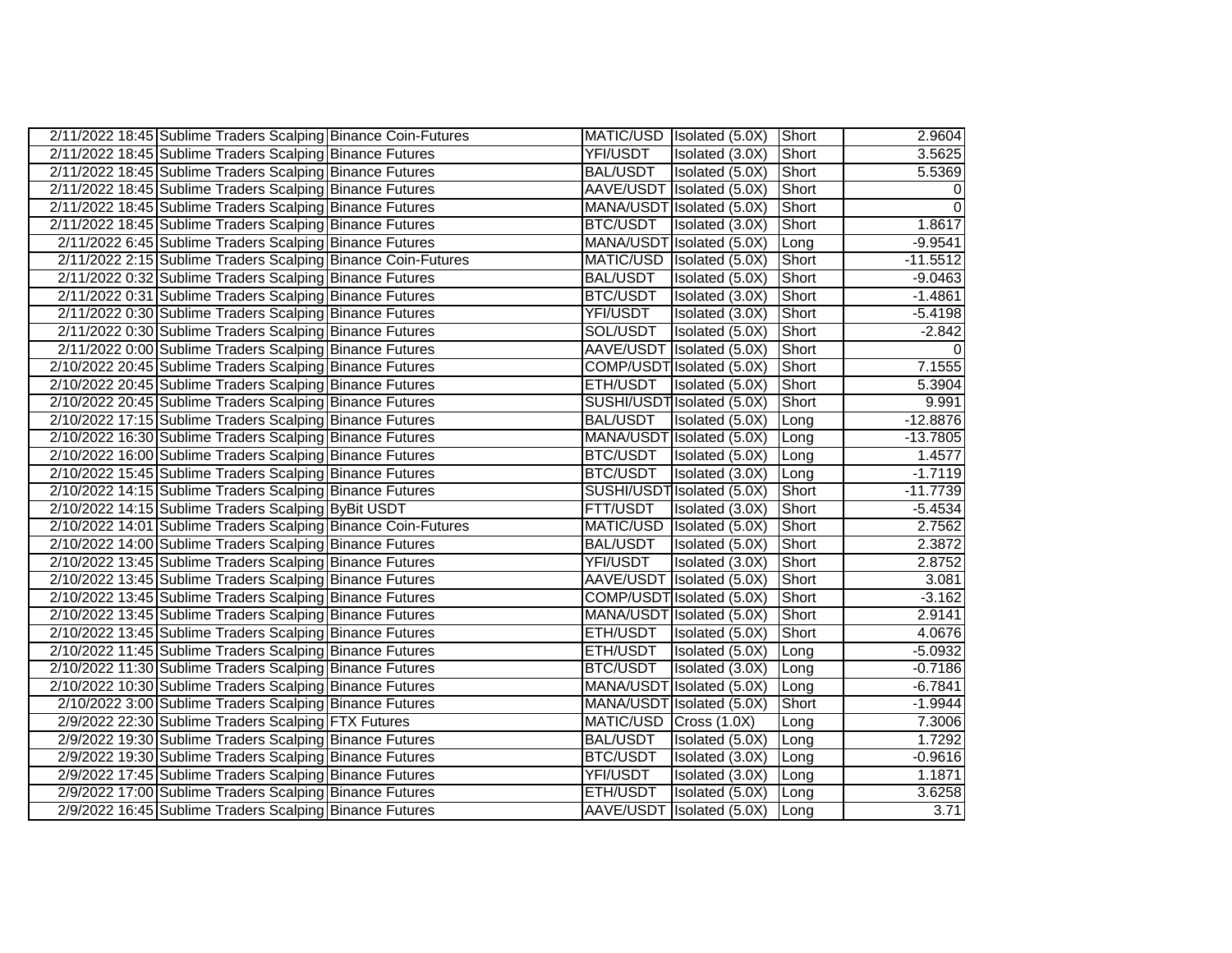|  |  |  |  |  |  |  |
| --- | --- | --- | --- | --- | --- | --- |
| 2/11/2022 18:45 | Sublime Traders Scalping | Binance Coin-Futures | MATIC/USD | Isolated (5.0X) | Short | 2.9604 |
| 2/11/2022 18:45 | Sublime Traders Scalping | Binance Futures | YFI/USDT | Isolated (3.0X) | Short | 3.5625 |
| 2/11/2022 18:45 | Sublime Traders Scalping | Binance Futures | BAL/USDT | Isolated (5.0X) | Short | 5.5369 |
| 2/11/2022 18:45 | Sublime Traders Scalping | Binance Futures | AAVE/USDT | Isolated (5.0X) | Short | 0 |
| 2/11/2022 18:45 | Sublime Traders Scalping | Binance Futures | MANA/USDT | Isolated (5.0X) | Short | 0 |
| 2/11/2022 18:45 | Sublime Traders Scalping | Binance Futures | BTC/USDT | Isolated (3.0X) | Short | 1.8617 |
| 2/11/2022 6:45 | Sublime Traders Scalping | Binance Futures | MANA/USDT | Isolated (5.0X) | Long | -9.9541 |
| 2/11/2022 2:15 | Sublime Traders Scalping | Binance Coin-Futures | MATIC/USD | Isolated (5.0X) | Short | -11.5512 |
| 2/11/2022 0:32 | Sublime Traders Scalping | Binance Futures | BAL/USDT | Isolated (5.0X) | Short | -9.0463 |
| 2/11/2022 0:31 | Sublime Traders Scalping | Binance Futures | BTC/USDT | Isolated (3.0X) | Short | -1.4861 |
| 2/11/2022 0:30 | Sublime Traders Scalping | Binance Futures | YFI/USDT | Isolated (3.0X) | Short | -5.4198 |
| 2/11/2022 0:30 | Sublime Traders Scalping | Binance Futures | SOL/USDT | Isolated (5.0X) | Short | -2.842 |
| 2/11/2022 0:00 | Sublime Traders Scalping | Binance Futures | AAVE/USDT | Isolated (5.0X) | Short | 0 |
| 2/10/2022 20:45 | Sublime Traders Scalping | Binance Futures | COMP/USDT | Isolated (5.0X) | Short | 7.1555 |
| 2/10/2022 20:45 | Sublime Traders Scalping | Binance Futures | ETH/USDT | Isolated (5.0X) | Short | 5.3904 |
| 2/10/2022 20:45 | Sublime Traders Scalping | Binance Futures | SUSHI/USDT | Isolated (5.0X) | Short | 9.991 |
| 2/10/2022 17:15 | Sublime Traders Scalping | Binance Futures | BAL/USDT | Isolated (5.0X) | Long | -12.8876 |
| 2/10/2022 16:30 | Sublime Traders Scalping | Binance Futures | MANA/USDT | Isolated (5.0X) | Long | -13.7805 |
| 2/10/2022 16:00 | Sublime Traders Scalping | Binance Futures | BTC/USDT | Isolated (5.0X) | Long | 1.4577 |
| 2/10/2022 15:45 | Sublime Traders Scalping | Binance Futures | BTC/USDT | Isolated (3.0X) | Long | -1.7119 |
| 2/10/2022 14:15 | Sublime Traders Scalping | Binance Futures | SUSHI/USDT | Isolated (5.0X) | Short | -11.7739 |
| 2/10/2022 14:15 | Sublime Traders Scalping | ByBit USDT | FTT/USDT | Isolated (3.0X) | Short | -5.4534 |
| 2/10/2022 14:01 | Sublime Traders Scalping | Binance Coin-Futures | MATIC/USD | Isolated (5.0X) | Short | 2.7562 |
| 2/10/2022 14:00 | Sublime Traders Scalping | Binance Futures | BAL/USDT | Isolated (5.0X) | Short | 2.3872 |
| 2/10/2022 13:45 | Sublime Traders Scalping | Binance Futures | YFI/USDT | Isolated (3.0X) | Short | 2.8752 |
| 2/10/2022 13:45 | Sublime Traders Scalping | Binance Futures | AAVE/USDT | Isolated (5.0X) | Short | 3.081 |
| 2/10/2022 13:45 | Sublime Traders Scalping | Binance Futures | COMP/USDT | Isolated (5.0X) | Short | -3.162 |
| 2/10/2022 13:45 | Sublime Traders Scalping | Binance Futures | MANA/USDT | Isolated (5.0X) | Short | 2.9141 |
| 2/10/2022 13:45 | Sublime Traders Scalping | Binance Futures | ETH/USDT | Isolated (5.0X) | Short | 4.0676 |
| 2/10/2022 11:45 | Sublime Traders Scalping | Binance Futures | ETH/USDT | Isolated (5.0X) | Long | -5.0932 |
| 2/10/2022 11:30 | Sublime Traders Scalping | Binance Futures | BTC/USDT | Isolated (3.0X) | Long | -0.7186 |
| 2/10/2022 10:30 | Sublime Traders Scalping | Binance Futures | MANA/USDT | Isolated (5.0X) | Long | -6.7841 |
| 2/10/2022 3:00 | Sublime Traders Scalping | Binance Futures | MANA/USDT | Isolated (5.0X) | Short | -1.9944 |
| 2/9/2022 22:30 | Sublime Traders Scalping | FTX Futures | MATIC/USD | Cross (1.0X) | Long | 7.3006 |
| 2/9/2022 19:30 | Sublime Traders Scalping | Binance Futures | BAL/USDT | Isolated (5.0X) | Long | 1.7292 |
| 2/9/2022 19:30 | Sublime Traders Scalping | Binance Futures | BTC/USDT | Isolated (3.0X) | Long | -0.9616 |
| 2/9/2022 17:45 | Sublime Traders Scalping | Binance Futures | YFI/USDT | Isolated (3.0X) | Long | 1.1871 |
| 2/9/2022 17:00 | Sublime Traders Scalping | Binance Futures | ETH/USDT | Isolated (5.0X) | Long | 3.6258 |
| 2/9/2022 16:45 | Sublime Traders Scalping | Binance Futures | AAVE/USDT | Isolated (5.0X) | Long | 3.71 |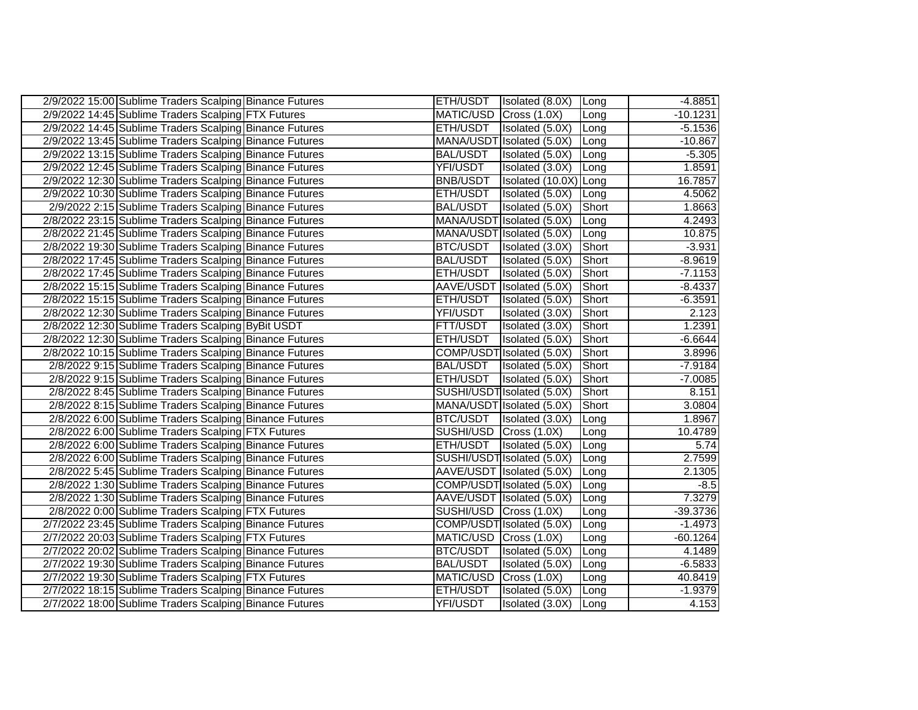| | | | | | | |
|---|---|---|---|---|---|---|
| 2/9/2022 15:00 | Sublime Traders Scalping | Binance Futures | ETH/USDT | Isolated (8.0X) | Long | -4.8851 |
| 2/9/2022 14:45 | Sublime Traders Scalping | FTX Futures | MATIC/USD | Cross (1.0X) | Long | -10.1231 |
| 2/9/2022 14:45 | Sublime Traders Scalping | Binance Futures | ETH/USDT | Isolated (5.0X) | Long | -5.1536 |
| 2/9/2022 13:45 | Sublime Traders Scalping | Binance Futures | MANA/USDT | Isolated (5.0X) | Long | -10.867 |
| 2/9/2022 13:15 | Sublime Traders Scalping | Binance Futures | BAL/USDT | Isolated (5.0X) | Long | -5.305 |
| 2/9/2022 12:45 | Sublime Traders Scalping | Binance Futures | YFI/USDT | Isolated (3.0X) | Long | 1.8591 |
| 2/9/2022 12:30 | Sublime Traders Scalping | Binance Futures | BNB/USDT | Isolated (10.0X) | Long | 16.7857 |
| 2/9/2022 10:30 | Sublime Traders Scalping | Binance Futures | ETH/USDT | Isolated (5.0X) | Long | 4.5062 |
| 2/9/2022 2:15 | Sublime Traders Scalping | Binance Futures | BAL/USDT | Isolated (5.0X) | Short | 1.8663 |
| 2/8/2022 23:15 | Sublime Traders Scalping | Binance Futures | MANA/USDT | Isolated (5.0X) | Long | 4.2493 |
| 2/8/2022 21:45 | Sublime Traders Scalping | Binance Futures | MANA/USDT | Isolated (5.0X) | Long | 10.875 |
| 2/8/2022 19:30 | Sublime Traders Scalping | Binance Futures | BTC/USDT | Isolated (3.0X) | Short | -3.931 |
| 2/8/2022 17:45 | Sublime Traders Scalping | Binance Futures | BAL/USDT | Isolated (5.0X) | Short | -8.9619 |
| 2/8/2022 17:45 | Sublime Traders Scalping | Binance Futures | ETH/USDT | Isolated (5.0X) | Short | -7.1153 |
| 2/8/2022 15:15 | Sublime Traders Scalping | Binance Futures | AAVE/USDT | Isolated (5.0X) | Short | -8.4337 |
| 2/8/2022 15:15 | Sublime Traders Scalping | Binance Futures | ETH/USDT | Isolated (5.0X) | Short | -6.3591 |
| 2/8/2022 12:30 | Sublime Traders Scalping | Binance Futures | YFI/USDT | Isolated (3.0X) | Short | 2.123 |
| 2/8/2022 12:30 | Sublime Traders Scalping | ByBit USDT | FTT/USDT | Isolated (3.0X) | Short | 1.2391 |
| 2/8/2022 12:30 | Sublime Traders Scalping | Binance Futures | ETH/USDT | Isolated (5.0X) | Short | -6.6644 |
| 2/8/2022 10:15 | Sublime Traders Scalping | Binance Futures | COMP/USDT | Isolated (5.0X) | Short | 3.8996 |
| 2/8/2022 9:15 | Sublime Traders Scalping | Binance Futures | BAL/USDT | Isolated (5.0X) | Short | -7.9184 |
| 2/8/2022 9:15 | Sublime Traders Scalping | Binance Futures | ETH/USDT | Isolated (5.0X) | Short | -7.0085 |
| 2/8/2022 8:45 | Sublime Traders Scalping | Binance Futures | SUSHI/USDT | Isolated (5.0X) | Short | 8.151 |
| 2/8/2022 8:15 | Sublime Traders Scalping | Binance Futures | MANA/USDT | Isolated (5.0X) | Short | 3.0804 |
| 2/8/2022 6:00 | Sublime Traders Scalping | Binance Futures | BTC/USDT | Isolated (3.0X) | Long | 1.8967 |
| 2/8/2022 6:00 | Sublime Traders Scalping | FTX Futures | SUSHI/USD | Cross (1.0X) | Long | 10.4789 |
| 2/8/2022 6:00 | Sublime Traders Scalping | Binance Futures | ETH/USDT | Isolated (5.0X) | Long | 5.74 |
| 2/8/2022 6:00 | Sublime Traders Scalping | Binance Futures | SUSHI/USDT | Isolated (5.0X) | Long | 2.7599 |
| 2/8/2022 5:45 | Sublime Traders Scalping | Binance Futures | AAVE/USDT | Isolated (5.0X) | Long | 2.1305 |
| 2/8/2022 1:30 | Sublime Traders Scalping | Binance Futures | COMP/USDT | Isolated (5.0X) | Long | -8.5 |
| 2/8/2022 1:30 | Sublime Traders Scalping | Binance Futures | AAVE/USDT | Isolated (5.0X) | Long | 7.3279 |
| 2/8/2022 0:00 | Sublime Traders Scalping | FTX Futures | SUSHI/USD | Cross (1.0X) | Long | -39.3736 |
| 2/7/2022 23:45 | Sublime Traders Scalping | Binance Futures | COMP/USDT | Isolated (5.0X) | Long | -1.4973 |
| 2/7/2022 20:03 | Sublime Traders Scalping | FTX Futures | MATIC/USD | Cross (1.0X) | Long | -60.1264 |
| 2/7/2022 20:02 | Sublime Traders Scalping | Binance Futures | BTC/USDT | Isolated (5.0X) | Long | 4.1489 |
| 2/7/2022 19:30 | Sublime Traders Scalping | Binance Futures | BAL/USDT | Isolated (5.0X) | Long | -6.5833 |
| 2/7/2022 19:30 | Sublime Traders Scalping | FTX Futures | MATIC/USD | Cross (1.0X) | Long | 40.8419 |
| 2/7/2022 18:15 | Sublime Traders Scalping | Binance Futures | ETH/USDT | Isolated (5.0X) | Long | -1.9379 |
| 2/7/2022 18:00 | Sublime Traders Scalping | Binance Futures | YFI/USDT | Isolated (3.0X) | Long | 4.153 |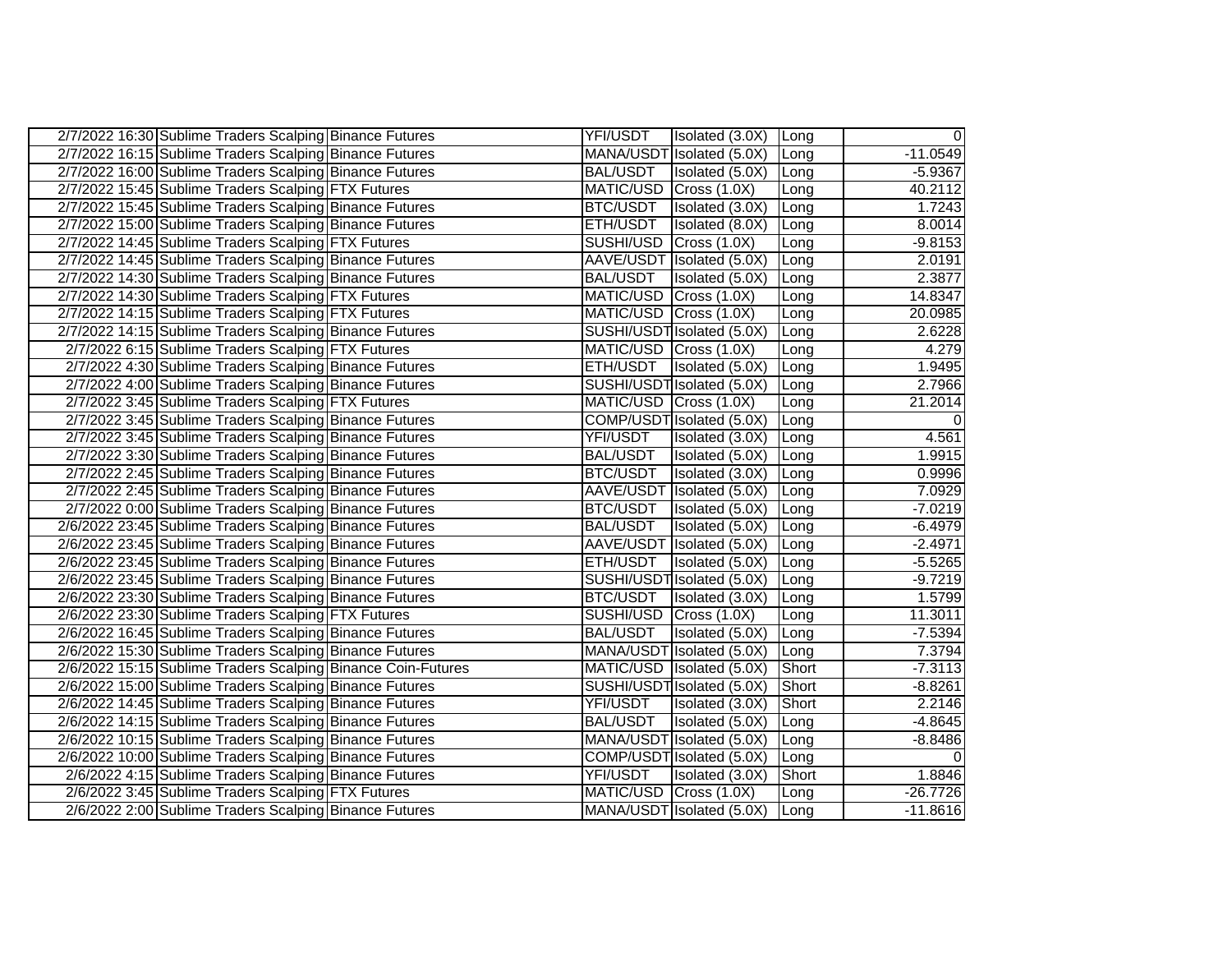| | | | | | | |
|---|---|---|---|---|---|---|
| 2/7/2022 16:30 | Sublime Traders Scalping | Binance Futures | YFI/USDT | Isolated (3.0X) | Long | 0 |
| 2/7/2022 16:15 | Sublime Traders Scalping | Binance Futures | MANA/USDT | Isolated (5.0X) | Long | -11.0549 |
| 2/7/2022 16:00 | Sublime Traders Scalping | Binance Futures | BAL/USDT | Isolated (5.0X) | Long | -5.9367 |
| 2/7/2022 15:45 | Sublime Traders Scalping | FTX Futures | MATIC/USD | Cross (1.0X) | Long | 40.2112 |
| 2/7/2022 15:45 | Sublime Traders Scalping | Binance Futures | BTC/USDT | Isolated (3.0X) | Long | 1.7243 |
| 2/7/2022 15:00 | Sublime Traders Scalping | Binance Futures | ETH/USDT | Isolated (8.0X) | Long | 8.0014 |
| 2/7/2022 14:45 | Sublime Traders Scalping | FTX Futures | SUSHI/USD | Cross (1.0X) | Long | -9.8153 |
| 2/7/2022 14:45 | Sublime Traders Scalping | Binance Futures | AAVE/USDT | Isolated (5.0X) | Long | 2.0191 |
| 2/7/2022 14:30 | Sublime Traders Scalping | Binance Futures | BAL/USDT | Isolated (5.0X) | Long | 2.3877 |
| 2/7/2022 14:30 | Sublime Traders Scalping | FTX Futures | MATIC/USD | Cross (1.0X) | Long | 14.8347 |
| 2/7/2022 14:15 | Sublime Traders Scalping | FTX Futures | MATIC/USD | Cross (1.0X) | Long | 20.0985 |
| 2/7/2022 14:15 | Sublime Traders Scalping | Binance Futures | SUSHI/USDT | Isolated (5.0X) | Long | 2.6228 |
| 2/7/2022 6:15 | Sublime Traders Scalping | FTX Futures | MATIC/USD | Cross (1.0X) | Long | 4.279 |
| 2/7/2022 4:30 | Sublime Traders Scalping | Binance Futures | ETH/USDT | Isolated (5.0X) | Long | 1.9495 |
| 2/7/2022 4:00 | Sublime Traders Scalping | Binance Futures | SUSHI/USDT | Isolated (5.0X) | Long | 2.7966 |
| 2/7/2022 3:45 | Sublime Traders Scalping | FTX Futures | MATIC/USD | Cross (1.0X) | Long | 21.2014 |
| 2/7/2022 3:45 | Sublime Traders Scalping | Binance Futures | COMP/USDT | Isolated (5.0X) | Long | 0 |
| 2/7/2022 3:45 | Sublime Traders Scalping | Binance Futures | YFI/USDT | Isolated (3.0X) | Long | 4.561 |
| 2/7/2022 3:30 | Sublime Traders Scalping | Binance Futures | BAL/USDT | Isolated (5.0X) | Long | 1.9915 |
| 2/7/2022 2:45 | Sublime Traders Scalping | Binance Futures | BTC/USDT | Isolated (3.0X) | Long | 0.9996 |
| 2/7/2022 2:45 | Sublime Traders Scalping | Binance Futures | AAVE/USDT | Isolated (5.0X) | Long | 7.0929 |
| 2/7/2022 0:00 | Sublime Traders Scalping | Binance Futures | BTC/USDT | Isolated (5.0X) | Long | -7.0219 |
| 2/6/2022 23:45 | Sublime Traders Scalping | Binance Futures | BAL/USDT | Isolated (5.0X) | Long | -6.4979 |
| 2/6/2022 23:45 | Sublime Traders Scalping | Binance Futures | AAVE/USDT | Isolated (5.0X) | Long | -2.4971 |
| 2/6/2022 23:45 | Sublime Traders Scalping | Binance Futures | ETH/USDT | Isolated (5.0X) | Long | -5.5265 |
| 2/6/2022 23:45 | Sublime Traders Scalping | Binance Futures | SUSHI/USDT | Isolated (5.0X) | Long | -9.7219 |
| 2/6/2022 23:30 | Sublime Traders Scalping | Binance Futures | BTC/USDT | Isolated (3.0X) | Long | 1.5799 |
| 2/6/2022 23:30 | Sublime Traders Scalping | FTX Futures | SUSHI/USD | Cross (1.0X) | Long | 11.3011 |
| 2/6/2022 16:45 | Sublime Traders Scalping | Binance Futures | BAL/USDT | Isolated (5.0X) | Long | -7.5394 |
| 2/6/2022 15:30 | Sublime Traders Scalping | Binance Futures | MANA/USDT | Isolated (5.0X) | Long | 7.3794 |
| 2/6/2022 15:15 | Sublime Traders Scalping | Binance Coin-Futures | MATIC/USD | Isolated (5.0X) | Short | -7.3113 |
| 2/6/2022 15:00 | Sublime Traders Scalping | Binance Futures | SUSHI/USDT | Isolated (5.0X) | Short | -8.8261 |
| 2/6/2022 14:45 | Sublime Traders Scalping | Binance Futures | YFI/USDT | Isolated (3.0X) | Short | 2.2146 |
| 2/6/2022 14:15 | Sublime Traders Scalping | Binance Futures | BAL/USDT | Isolated (5.0X) | Long | -4.8645 |
| 2/6/2022 10:15 | Sublime Traders Scalping | Binance Futures | MANA/USDT | Isolated (5.0X) | Long | -8.8486 |
| 2/6/2022 10:00 | Sublime Traders Scalping | Binance Futures | COMP/USDT | Isolated (5.0X) | Long | 0 |
| 2/6/2022 4:15 | Sublime Traders Scalping | Binance Futures | YFI/USDT | Isolated (3.0X) | Short | 1.8846 |
| 2/6/2022 3:45 | Sublime Traders Scalping | FTX Futures | MATIC/USD | Cross (1.0X) | Long | -26.7726 |
| 2/6/2022 2:00 | Sublime Traders Scalping | Binance Futures | MANA/USDT | Isolated (5.0X) | Long | -11.8616 |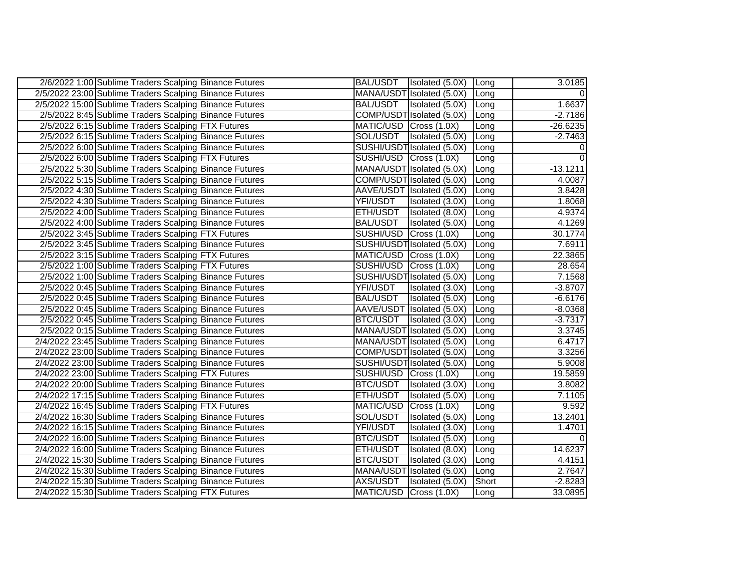| | | | | | | |
|---|---|---|---|---|---|---|
| 2/6/2022 1:00 | Sublime Traders Scalping | Binance Futures | BAL/USDT | Isolated (5.0X) | Long | 3.0185 |
| 2/5/2022 23:00 | Sublime Traders Scalping | Binance Futures | MANA/USDT | Isolated (5.0X) | Long | 0 |
| 2/5/2022 15:00 | Sublime Traders Scalping | Binance Futures | BAL/USDT | Isolated (5.0X) | Long | 1.6637 |
| 2/5/2022 8:45 | Sublime Traders Scalping | Binance Futures | COMP/USDT | Isolated (5.0X) | Long | -2.7186 |
| 2/5/2022 6:15 | Sublime Traders Scalping | FTX Futures | MATIC/USD | Cross (1.0X) | Long | -26.6235 |
| 2/5/2022 6:15 | Sublime Traders Scalping | Binance Futures | SOL/USDT | Isolated (5.0X) | Long | -2.7463 |
| 2/5/2022 6:00 | Sublime Traders Scalping | Binance Futures | SUSHI/USDT | Isolated (5.0X) | Long | 0 |
| 2/5/2022 6:00 | Sublime Traders Scalping | FTX Futures | SUSHI/USD | Cross (1.0X) | Long | 0 |
| 2/5/2022 5:30 | Sublime Traders Scalping | Binance Futures | MANA/USDT | Isolated (5.0X) | Long | -13.1211 |
| 2/5/2022 5:15 | Sublime Traders Scalping | Binance Futures | COMP/USDT | Isolated (5.0X) | Long | 4.0087 |
| 2/5/2022 4:30 | Sublime Traders Scalping | Binance Futures | AAVE/USDT | Isolated (5.0X) | Long | 3.8428 |
| 2/5/2022 4:30 | Sublime Traders Scalping | Binance Futures | YFI/USDT | Isolated (3.0X) | Long | 1.8068 |
| 2/5/2022 4:00 | Sublime Traders Scalping | Binance Futures | ETH/USDT | Isolated (8.0X) | Long | 4.9374 |
| 2/5/2022 4:00 | Sublime Traders Scalping | Binance Futures | BAL/USDT | Isolated (5.0X) | Long | 4.1269 |
| 2/5/2022 3:45 | Sublime Traders Scalping | FTX Futures | SUSHI/USD | Cross (1.0X) | Long | 30.1774 |
| 2/5/2022 3:45 | Sublime Traders Scalping | Binance Futures | SUSHI/USDT | Isolated (5.0X) | Long | 7.6911 |
| 2/5/2022 3:15 | Sublime Traders Scalping | FTX Futures | MATIC/USD | Cross (1.0X) | Long | 22.3865 |
| 2/5/2022 1:00 | Sublime Traders Scalping | FTX Futures | SUSHI/USD | Cross (1.0X) | Long | 28.654 |
| 2/5/2022 1:00 | Sublime Traders Scalping | Binance Futures | SUSHI/USDT | Isolated (5.0X) | Long | 7.1568 |
| 2/5/2022 0:45 | Sublime Traders Scalping | Binance Futures | YFI/USDT | Isolated (3.0X) | Long | -3.8707 |
| 2/5/2022 0:45 | Sublime Traders Scalping | Binance Futures | BAL/USDT | Isolated (5.0X) | Long | -6.6176 |
| 2/5/2022 0:45 | Sublime Traders Scalping | Binance Futures | AAVE/USDT | Isolated (5.0X) | Long | -8.0368 |
| 2/5/2022 0:45 | Sublime Traders Scalping | Binance Futures | BTC/USDT | Isolated (3.0X) | Long | -3.7317 |
| 2/5/2022 0:15 | Sublime Traders Scalping | Binance Futures | MANA/USDT | Isolated (5.0X) | Long | 3.3745 |
| 2/4/2022 23:45 | Sublime Traders Scalping | Binance Futures | MANA/USDT | Isolated (5.0X) | Long | 6.4717 |
| 2/4/2022 23:00 | Sublime Traders Scalping | Binance Futures | COMP/USDT | Isolated (5.0X) | Long | 3.3256 |
| 2/4/2022 23:00 | Sublime Traders Scalping | Binance Futures | SUSHI/USDT | Isolated (5.0X) | Long | 5.9008 |
| 2/4/2022 23:00 | Sublime Traders Scalping | FTX Futures | SUSHI/USD | Cross (1.0X) | Long | 19.5859 |
| 2/4/2022 20:00 | Sublime Traders Scalping | Binance Futures | BTC/USDT | Isolated (3.0X) | Long | 3.8082 |
| 2/4/2022 17:15 | Sublime Traders Scalping | Binance Futures | ETH/USDT | Isolated (5.0X) | Long | 7.1105 |
| 2/4/2022 16:45 | Sublime Traders Scalping | FTX Futures | MATIC/USD | Cross (1.0X) | Long | 9.592 |
| 2/4/2022 16:30 | Sublime Traders Scalping | Binance Futures | SOL/USDT | Isolated (5.0X) | Long | 13.2401 |
| 2/4/2022 16:15 | Sublime Traders Scalping | Binance Futures | YFI/USDT | Isolated (3.0X) | Long | 1.4701 |
| 2/4/2022 16:00 | Sublime Traders Scalping | Binance Futures | BTC/USDT | Isolated (5.0X) | Long | 0 |
| 2/4/2022 16:00 | Sublime Traders Scalping | Binance Futures | ETH/USDT | Isolated (8.0X) | Long | 14.6237 |
| 2/4/2022 15:30 | Sublime Traders Scalping | Binance Futures | BTC/USDT | Isolated (3.0X) | Long | 4.4151 |
| 2/4/2022 15:30 | Sublime Traders Scalping | Binance Futures | MANA/USDT | Isolated (5.0X) | Long | 2.7647 |
| 2/4/2022 15:30 | Sublime Traders Scalping | Binance Futures | AXS/USDT | Isolated (5.0X) | Short | -2.8283 |
| 2/4/2022 15:30 | Sublime Traders Scalping | FTX Futures | MATIC/USD | Cross (1.0X) | Long | 33.0895 |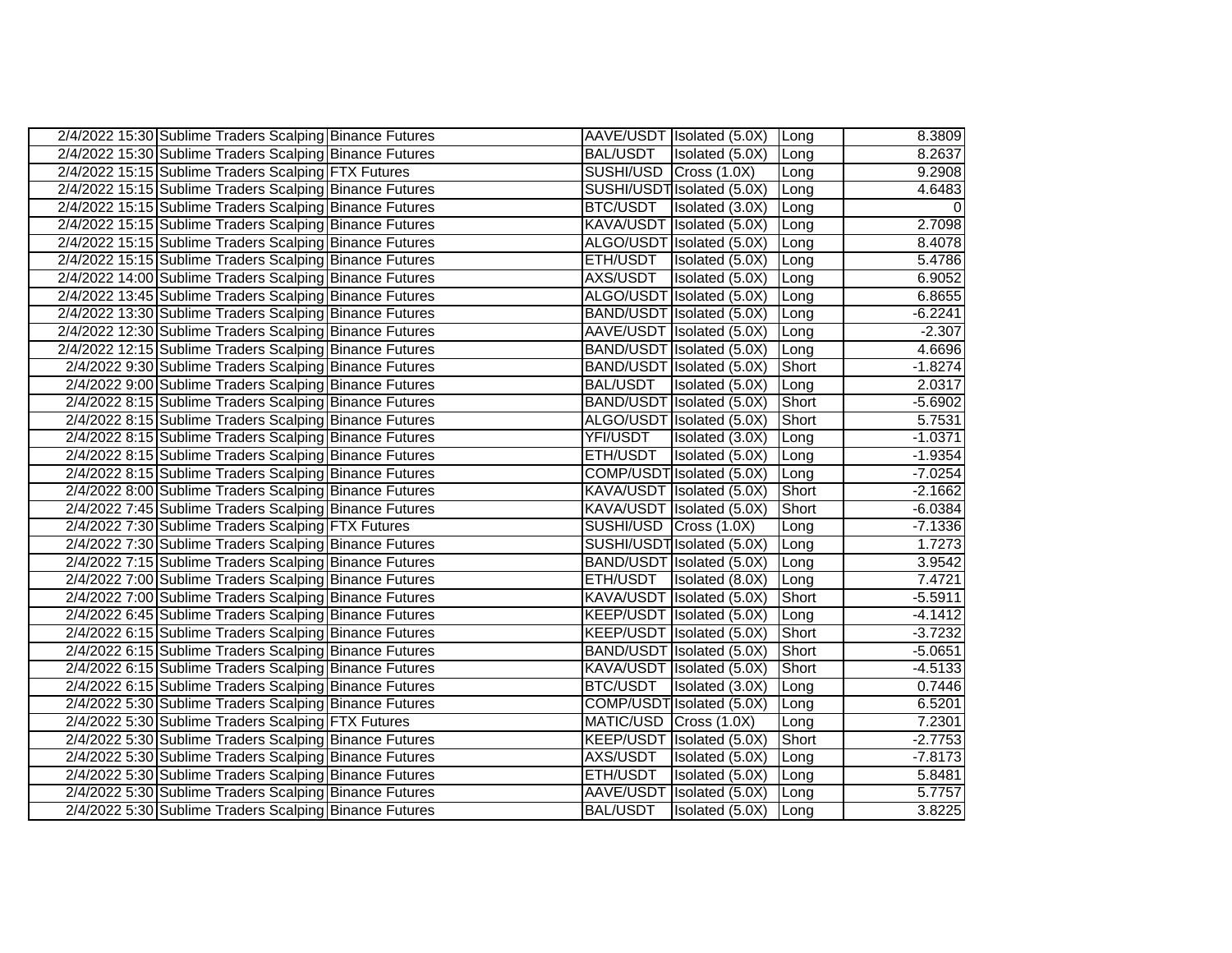| | | | | | | |
|---|---|---|---|---|---|---|
| 2/4/2022 15:30 | Sublime Traders Scalping | Binance Futures | AAVE/USDT | Isolated (5.0X) | Long | 8.3809 |
| 2/4/2022 15:30 | Sublime Traders Scalping | Binance Futures | BAL/USDT | Isolated (5.0X) | Long | 8.2637 |
| 2/4/2022 15:15 | Sublime Traders Scalping | FTX Futures | SUSHI/USD | Cross (1.0X) | Long | 9.2908 |
| 2/4/2022 15:15 | Sublime Traders Scalping | Binance Futures | SUSHI/USDT | Isolated (5.0X) | Long | 4.6483 |
| 2/4/2022 15:15 | Sublime Traders Scalping | Binance Futures | BTC/USDT | Isolated (3.0X) | Long | 0 |
| 2/4/2022 15:15 | Sublime Traders Scalping | Binance Futures | KAVA/USDT | Isolated (5.0X) | Long | 2.7098 |
| 2/4/2022 15:15 | Sublime Traders Scalping | Binance Futures | ALGO/USDT | Isolated (5.0X) | Long | 8.4078 |
| 2/4/2022 15:15 | Sublime Traders Scalping | Binance Futures | ETH/USDT | Isolated (5.0X) | Long | 5.4786 |
| 2/4/2022 14:00 | Sublime Traders Scalping | Binance Futures | AXS/USDT | Isolated (5.0X) | Long | 6.9052 |
| 2/4/2022 13:45 | Sublime Traders Scalping | Binance Futures | ALGO/USDT | Isolated (5.0X) | Long | 6.8655 |
| 2/4/2022 13:30 | Sublime Traders Scalping | Binance Futures | BAND/USDT | Isolated (5.0X) | Long | -6.2241 |
| 2/4/2022 12:30 | Sublime Traders Scalping | Binance Futures | AAVE/USDT | Isolated (5.0X) | Long | -2.307 |
| 2/4/2022 12:15 | Sublime Traders Scalping | Binance Futures | BAND/USDT | Isolated (5.0X) | Long | 4.6696 |
| 2/4/2022 9:30 | Sublime Traders Scalping | Binance Futures | BAND/USDT | Isolated (5.0X) | Short | -1.8274 |
| 2/4/2022 9:00 | Sublime Traders Scalping | Binance Futures | BAL/USDT | Isolated (5.0X) | Long | 2.0317 |
| 2/4/2022 8:15 | Sublime Traders Scalping | Binance Futures | BAND/USDT | Isolated (5.0X) | Short | -5.6902 |
| 2/4/2022 8:15 | Sublime Traders Scalping | Binance Futures | ALGO/USDT | Isolated (5.0X) | Short | 5.7531 |
| 2/4/2022 8:15 | Sublime Traders Scalping | Binance Futures | YFI/USDT | Isolated (3.0X) | Long | -1.0371 |
| 2/4/2022 8:15 | Sublime Traders Scalping | Binance Futures | ETH/USDT | Isolated (5.0X) | Long | -1.9354 |
| 2/4/2022 8:15 | Sublime Traders Scalping | Binance Futures | COMP/USDT | Isolated (5.0X) | Long | -7.0254 |
| 2/4/2022 8:00 | Sublime Traders Scalping | Binance Futures | KAVA/USDT | Isolated (5.0X) | Short | -2.1662 |
| 2/4/2022 7:45 | Sublime Traders Scalping | Binance Futures | KAVA/USDT | Isolated (5.0X) | Short | -6.0384 |
| 2/4/2022 7:30 | Sublime Traders Scalping | FTX Futures | SUSHI/USD | Cross (1.0X) | Long | -7.1336 |
| 2/4/2022 7:30 | Sublime Traders Scalping | Binance Futures | SUSHI/USDT | Isolated (5.0X) | Long | 1.7273 |
| 2/4/2022 7:15 | Sublime Traders Scalping | Binance Futures | BAND/USDT | Isolated (5.0X) | Long | 3.9542 |
| 2/4/2022 7:00 | Sublime Traders Scalping | Binance Futures | ETH/USDT | Isolated (8.0X) | Long | 7.4721 |
| 2/4/2022 7:00 | Sublime Traders Scalping | Binance Futures | KAVA/USDT | Isolated (5.0X) | Short | -5.5911 |
| 2/4/2022 6:45 | Sublime Traders Scalping | Binance Futures | KEEP/USDT | Isolated (5.0X) | Long | -4.1412 |
| 2/4/2022 6:15 | Sublime Traders Scalping | Binance Futures | KEEP/USDT | Isolated (5.0X) | Short | -3.7232 |
| 2/4/2022 6:15 | Sublime Traders Scalping | Binance Futures | BAND/USDT | Isolated (5.0X) | Short | -5.0651 |
| 2/4/2022 6:15 | Sublime Traders Scalping | Binance Futures | KAVA/USDT | Isolated (5.0X) | Short | -4.5133 |
| 2/4/2022 6:15 | Sublime Traders Scalping | Binance Futures | BTC/USDT | Isolated (3.0X) | Long | 0.7446 |
| 2/4/2022 5:30 | Sublime Traders Scalping | Binance Futures | COMP/USDT | Isolated (5.0X) | Long | 6.5201 |
| 2/4/2022 5:30 | Sublime Traders Scalping | FTX Futures | MATIC/USD | Cross (1.0X) | Long | 7.2301 |
| 2/4/2022 5:30 | Sublime Traders Scalping | Binance Futures | KEEP/USDT | Isolated (5.0X) | Short | -2.7753 |
| 2/4/2022 5:30 | Sublime Traders Scalping | Binance Futures | AXS/USDT | Isolated (5.0X) | Long | -7.8173 |
| 2/4/2022 5:30 | Sublime Traders Scalping | Binance Futures | ETH/USDT | Isolated (5.0X) | Long | 5.8481 |
| 2/4/2022 5:30 | Sublime Traders Scalping | Binance Futures | AAVE/USDT | Isolated (5.0X) | Long | 5.7757 |
| 2/4/2022 5:30 | Sublime Traders Scalping | Binance Futures | BAL/USDT | Isolated (5.0X) | Long | 3.8225 |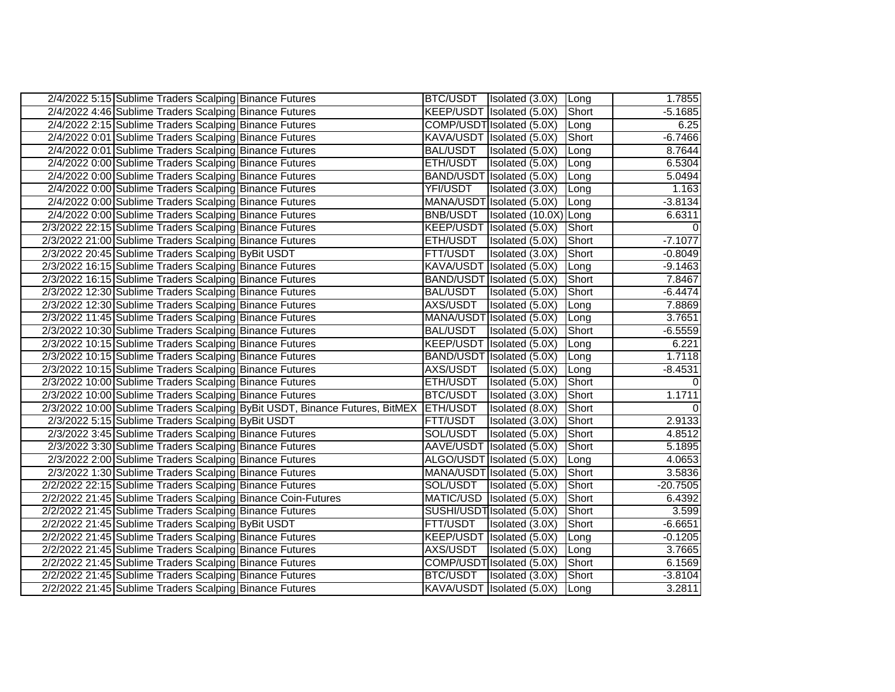| | | | | | | |
|---|---|---|---|---|---|---|
| 2/4/2022 5:15 | Sublime Traders Scalping | Binance Futures | BTC/USDT | Isolated (3.0X) | Long | 1.7855 |
| 2/4/2022 4:46 | Sublime Traders Scalping | Binance Futures | KEEP/USDT | Isolated (5.0X) | Short | -5.1685 |
| 2/4/2022 2:15 | Sublime Traders Scalping | Binance Futures | COMP/USDT | Isolated (5.0X) | Long | 6.25 |
| 2/4/2022 0:01 | Sublime Traders Scalping | Binance Futures | KAVA/USDT | Isolated (5.0X) | Short | -6.7466 |
| 2/4/2022 0:01 | Sublime Traders Scalping | Binance Futures | BAL/USDT | Isolated (5.0X) | Long | 8.7644 |
| 2/4/2022 0:00 | Sublime Traders Scalping | Binance Futures | ETH/USDT | Isolated (5.0X) | Long | 6.5304 |
| 2/4/2022 0:00 | Sublime Traders Scalping | Binance Futures | BAND/USDT | Isolated (5.0X) | Long | 5.0494 |
| 2/4/2022 0:00 | Sublime Traders Scalping | Binance Futures | YFI/USDT | Isolated (3.0X) | Long | 1.163 |
| 2/4/2022 0:00 | Sublime Traders Scalping | Binance Futures | MANA/USDT | Isolated (5.0X) | Long | -3.8134 |
| 2/4/2022 0:00 | Sublime Traders Scalping | Binance Futures | BNB/USDT | Isolated (10.0X) | Long | 6.6311 |
| 2/3/2022 22:15 | Sublime Traders Scalping | Binance Futures | KEEP/USDT | Isolated (5.0X) | Short | 0 |
| 2/3/2022 21:00 | Sublime Traders Scalping | Binance Futures | ETH/USDT | Isolated (5.0X) | Short | -7.1077 |
| 2/3/2022 20:45 | Sublime Traders Scalping | ByBit USDT | FTT/USDT | Isolated (3.0X) | Short | -0.8049 |
| 2/3/2022 16:15 | Sublime Traders Scalping | Binance Futures | KAVA/USDT | Isolated (5.0X) | Long | -9.1463 |
| 2/3/2022 16:15 | Sublime Traders Scalping | Binance Futures | BAND/USDT | Isolated (5.0X) | Short | 7.8467 |
| 2/3/2022 12:30 | Sublime Traders Scalping | Binance Futures | BAL/USDT | Isolated (5.0X) | Short | -6.4474 |
| 2/3/2022 12:30 | Sublime Traders Scalping | Binance Futures | AXS/USDT | Isolated (5.0X) | Long | 7.8869 |
| 2/3/2022 11:45 | Sublime Traders Scalping | Binance Futures | MANA/USDT | Isolated (5.0X) | Long | 3.7651 |
| 2/3/2022 10:30 | Sublime Traders Scalping | Binance Futures | BAL/USDT | Isolated (5.0X) | Short | -6.5559 |
| 2/3/2022 10:15 | Sublime Traders Scalping | Binance Futures | KEEP/USDT | Isolated (5.0X) | Long | 6.221 |
| 2/3/2022 10:15 | Sublime Traders Scalping | Binance Futures | BAND/USDT | Isolated (5.0X) | Long | 1.7118 |
| 2/3/2022 10:15 | Sublime Traders Scalping | Binance Futures | AXS/USDT | Isolated (5.0X) | Long | -8.4531 |
| 2/3/2022 10:00 | Sublime Traders Scalping | Binance Futures | ETH/USDT | Isolated (5.0X) | Short | 0 |
| 2/3/2022 10:00 | Sublime Traders Scalping | Binance Futures | BTC/USDT | Isolated (3.0X) | Short | 1.1711 |
| 2/3/2022 10:00 | Sublime Traders Scalping | ByBit USDT, Binance Futures, BitMEX | ETH/USDT | Isolated (8.0X) | Short | 0 |
| 2/3/2022 5:15 | Sublime Traders Scalping | ByBit USDT | FTT/USDT | Isolated (3.0X) | Short | 2.9133 |
| 2/3/2022 3:45 | Sublime Traders Scalping | Binance Futures | SOL/USDT | Isolated (5.0X) | Short | 4.8512 |
| 2/3/2022 3:30 | Sublime Traders Scalping | Binance Futures | AAVE/USDT | Isolated (5.0X) | Short | 5.1895 |
| 2/3/2022 2:00 | Sublime Traders Scalping | Binance Futures | ALGO/USDT | Isolated (5.0X) | Long | 4.0653 |
| 2/3/2022 1:30 | Sublime Traders Scalping | Binance Futures | MANA/USDT | Isolated (5.0X) | Short | 3.5836 |
| 2/2/2022 22:15 | Sublime Traders Scalping | Binance Futures | SOL/USDT | Isolated (5.0X) | Short | -20.7505 |
| 2/2/2022 21:45 | Sublime Traders Scalping | Binance Coin-Futures | MATIC/USD | Isolated (5.0X) | Short | 6.4392 |
| 2/2/2022 21:45 | Sublime Traders Scalping | Binance Futures | SUSHI/USDT | Isolated (5.0X) | Short | 3.599 |
| 2/2/2022 21:45 | Sublime Traders Scalping | ByBit USDT | FTT/USDT | Isolated (3.0X) | Short | -6.6651 |
| 2/2/2022 21:45 | Sublime Traders Scalping | Binance Futures | KEEP/USDT | Isolated (5.0X) | Long | -0.1205 |
| 2/2/2022 21:45 | Sublime Traders Scalping | Binance Futures | AXS/USDT | Isolated (5.0X) | Long | 3.7665 |
| 2/2/2022 21:45 | Sublime Traders Scalping | Binance Futures | COMP/USDT | Isolated (5.0X) | Short | 6.1569 |
| 2/2/2022 21:45 | Sublime Traders Scalping | Binance Futures | BTC/USDT | Isolated (3.0X) | Short | -3.8104 |
| 2/2/2022 21:45 | Sublime Traders Scalping | Binance Futures | KAVA/USDT | Isolated (5.0X) | Long | 3.2811 |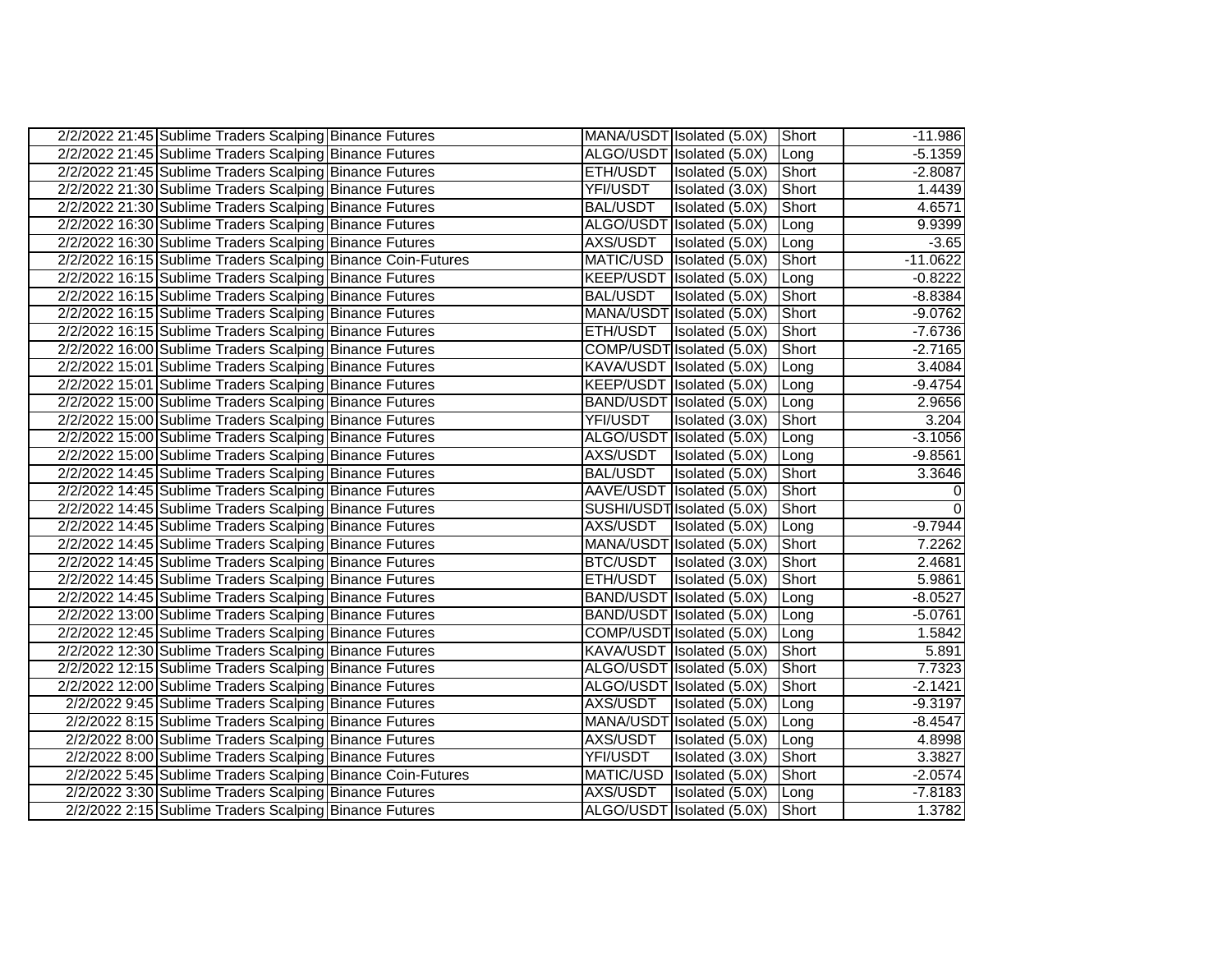| | | | | | | |
|---|---|---|---|---|---|---|
| 2/2/2022 21:45 | Sublime Traders Scalping | Binance Futures | MANA/USDT | Isolated (5.0X) | Short | -11.986 |
| 2/2/2022 21:45 | Sublime Traders Scalping | Binance Futures | ALGO/USDT | Isolated (5.0X) | Long | -5.1359 |
| 2/2/2022 21:45 | Sublime Traders Scalping | Binance Futures | ETH/USDT | Isolated (5.0X) | Short | -2.8087 |
| 2/2/2022 21:30 | Sublime Traders Scalping | Binance Futures | YFI/USDT | Isolated (3.0X) | Short | 1.4439 |
| 2/2/2022 21:30 | Sublime Traders Scalping | Binance Futures | BAL/USDT | Isolated (5.0X) | Short | 4.6571 |
| 2/2/2022 16:30 | Sublime Traders Scalping | Binance Futures | ALGO/USDT | Isolated (5.0X) | Long | 9.9399 |
| 2/2/2022 16:30 | Sublime Traders Scalping | Binance Futures | AXS/USDT | Isolated (5.0X) | Long | -3.65 |
| 2/2/2022 16:15 | Sublime Traders Scalping | Binance Coin-Futures | MATIC/USD | Isolated (5.0X) | Short | -11.0622 |
| 2/2/2022 16:15 | Sublime Traders Scalping | Binance Futures | KEEP/USDT | Isolated (5.0X) | Long | -0.8222 |
| 2/2/2022 16:15 | Sublime Traders Scalping | Binance Futures | BAL/USDT | Isolated (5.0X) | Short | -8.8384 |
| 2/2/2022 16:15 | Sublime Traders Scalping | Binance Futures | MANA/USDT | Isolated (5.0X) | Short | -9.0762 |
| 2/2/2022 16:15 | Sublime Traders Scalping | Binance Futures | ETH/USDT | Isolated (5.0X) | Short | -7.6736 |
| 2/2/2022 16:00 | Sublime Traders Scalping | Binance Futures | COMP/USDT | Isolated (5.0X) | Short | -2.7165 |
| 2/2/2022 15:01 | Sublime Traders Scalping | Binance Futures | KAVA/USDT | Isolated (5.0X) | Long | 3.4084 |
| 2/2/2022 15:01 | Sublime Traders Scalping | Binance Futures | KEEP/USDT | Isolated (5.0X) | Long | -9.4754 |
| 2/2/2022 15:00 | Sublime Traders Scalping | Binance Futures | BAND/USDT | Isolated (5.0X) | Long | 2.9656 |
| 2/2/2022 15:00 | Sublime Traders Scalping | Binance Futures | YFI/USDT | Isolated (3.0X) | Short | 3.204 |
| 2/2/2022 15:00 | Sublime Traders Scalping | Binance Futures | ALGO/USDT | Isolated (5.0X) | Long | -3.1056 |
| 2/2/2022 15:00 | Sublime Traders Scalping | Binance Futures | AXS/USDT | Isolated (5.0X) | Long | -9.8561 |
| 2/2/2022 14:45 | Sublime Traders Scalping | Binance Futures | BAL/USDT | Isolated (5.0X) | Short | 3.3646 |
| 2/2/2022 14:45 | Sublime Traders Scalping | Binance Futures | AAVE/USDT | Isolated (5.0X) | Short | 0 |
| 2/2/2022 14:45 | Sublime Traders Scalping | Binance Futures | SUSHI/USDT | Isolated (5.0X) | Short | 0 |
| 2/2/2022 14:45 | Sublime Traders Scalping | Binance Futures | AXS/USDT | Isolated (5.0X) | Long | -9.7944 |
| 2/2/2022 14:45 | Sublime Traders Scalping | Binance Futures | MANA/USDT | Isolated (5.0X) | Short | 7.2262 |
| 2/2/2022 14:45 | Sublime Traders Scalping | Binance Futures | BTC/USDT | Isolated (3.0X) | Short | 2.4681 |
| 2/2/2022 14:45 | Sublime Traders Scalping | Binance Futures | ETH/USDT | Isolated (5.0X) | Short | 5.9861 |
| 2/2/2022 14:45 | Sublime Traders Scalping | Binance Futures | BAND/USDT | Isolated (5.0X) | Long | -8.0527 |
| 2/2/2022 13:00 | Sublime Traders Scalping | Binance Futures | BAND/USDT | Isolated (5.0X) | Long | -5.0761 |
| 2/2/2022 12:45 | Sublime Traders Scalping | Binance Futures | COMP/USDT | Isolated (5.0X) | Long | 1.5842 |
| 2/2/2022 12:30 | Sublime Traders Scalping | Binance Futures | KAVA/USDT | Isolated (5.0X) | Short | 5.891 |
| 2/2/2022 12:15 | Sublime Traders Scalping | Binance Futures | ALGO/USDT | Isolated (5.0X) | Short | 7.7323 |
| 2/2/2022 12:00 | Sublime Traders Scalping | Binance Futures | ALGO/USDT | Isolated (5.0X) | Short | -2.1421 |
| 2/2/2022 9:45 | Sublime Traders Scalping | Binance Futures | AXS/USDT | Isolated (5.0X) | Long | -9.3197 |
| 2/2/2022 8:15 | Sublime Traders Scalping | Binance Futures | MANA/USDT | Isolated (5.0X) | Long | -8.4547 |
| 2/2/2022 8:00 | Sublime Traders Scalping | Binance Futures | AXS/USDT | Isolated (5.0X) | Long | 4.8998 |
| 2/2/2022 8:00 | Sublime Traders Scalping | Binance Futures | YFI/USDT | Isolated (3.0X) | Short | 3.3827 |
| 2/2/2022 5:45 | Sublime Traders Scalping | Binance Coin-Futures | MATIC/USD | Isolated (5.0X) | Short | -2.0574 |
| 2/2/2022 3:30 | Sublime Traders Scalping | Binance Futures | AXS/USDT | Isolated (5.0X) | Long | -7.8183 |
| 2/2/2022 2:15 | Sublime Traders Scalping | Binance Futures | ALGO/USDT | Isolated (5.0X) | Short | 1.3782 |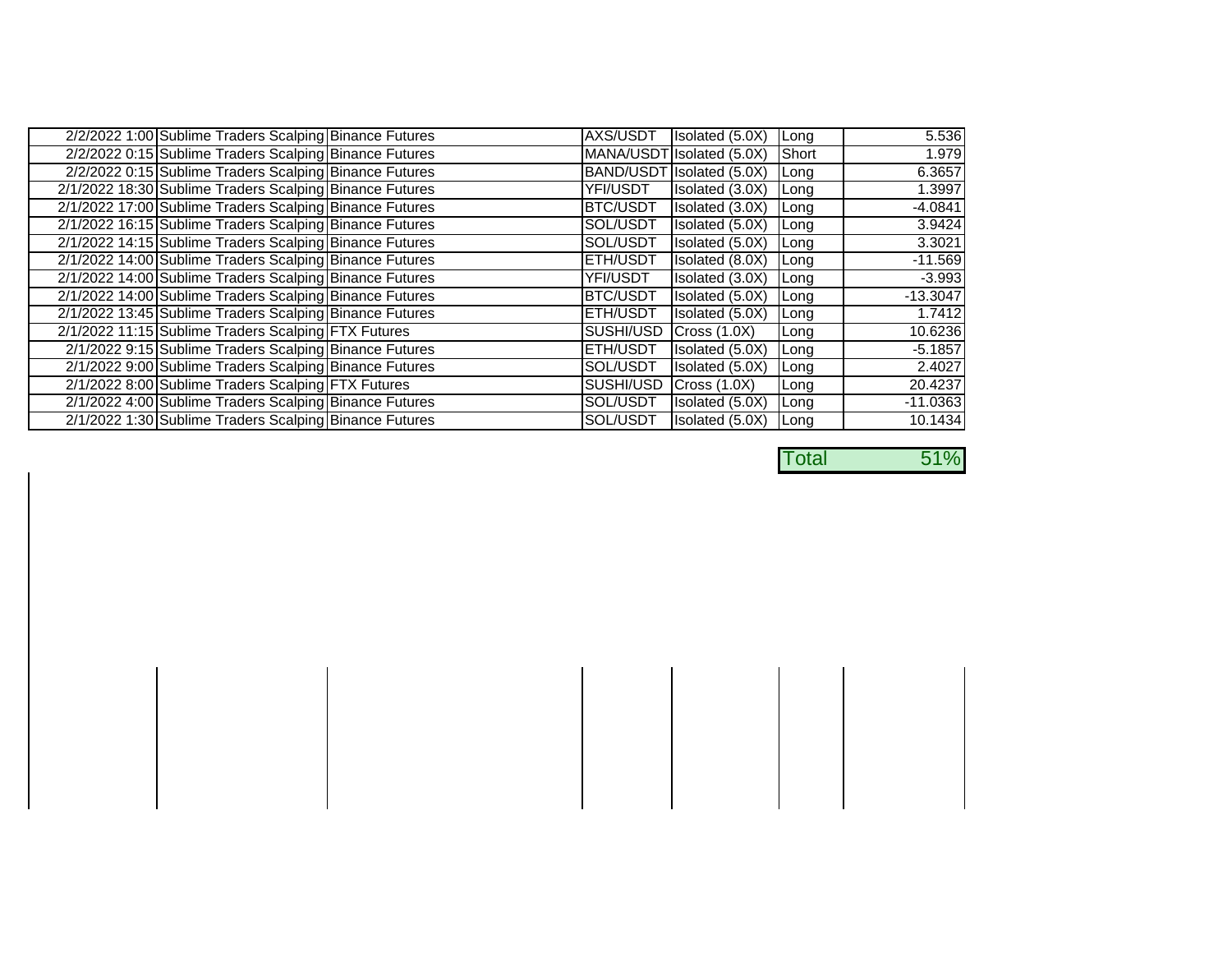| | | | | | | |
|---|---|---|---|---|---|---|
| 2/2/2022 1:00 | Sublime Traders Scalping | Binance Futures | AXS/USDT | Isolated (5.0X) | Long | 5.536 |
| 2/2/2022 0:15 | Sublime Traders Scalping | Binance Futures | MANA/USDT | Isolated (5.0X) | Short | 1.979 |
| 2/2/2022 0:15 | Sublime Traders Scalping | Binance Futures | BAND/USDT | Isolated (5.0X) | Long | 6.3657 |
| 2/1/2022 18:30 | Sublime Traders Scalping | Binance Futures | YFI/USDT | Isolated (3.0X) | Long | 1.3997 |
| 2/1/2022 17:00 | Sublime Traders Scalping | Binance Futures | BTC/USDT | Isolated (3.0X) | Long | -4.0841 |
| 2/1/2022 16:15 | Sublime Traders Scalping | Binance Futures | SOL/USDT | Isolated (5.0X) | Long | 3.9424 |
| 2/1/2022 14:15 | Sublime Traders Scalping | Binance Futures | SOL/USDT | Isolated (5.0X) | Long | 3.3021 |
| 2/1/2022 14:00 | Sublime Traders Scalping | Binance Futures | ETH/USDT | Isolated (8.0X) | Long | -11.569 |
| 2/1/2022 14:00 | Sublime Traders Scalping | Binance Futures | YFI/USDT | Isolated (3.0X) | Long | -3.993 |
| 2/1/2022 14:00 | Sublime Traders Scalping | Binance Futures | BTC/USDT | Isolated (5.0X) | Long | -13.3047 |
| 2/1/2022 13:45 | Sublime Traders Scalping | Binance Futures | ETH/USDT | Isolated (5.0X) | Long | 1.7412 |
| 2/1/2022 11:15 | Sublime Traders Scalping | FTX Futures | SUSHI/USD | Cross (1.0X) | Long | 10.6236 |
| 2/1/2022 9:15 | Sublime Traders Scalping | Binance Futures | ETH/USDT | Isolated (5.0X) | Long | -5.1857 |
| 2/1/2022 9:00 | Sublime Traders Scalping | Binance Futures | SOL/USDT | Isolated (5.0X) | Long | 2.4027 |
| 2/1/2022 8:00 | Sublime Traders Scalping | FTX Futures | SUSHI/USD | Cross (1.0X) | Long | 20.4237 |
| 2/1/2022 4:00 | Sublime Traders Scalping | Binance Futures | SOL/USDT | Isolated (5.0X) | Long | -11.0363 |
| 2/1/2022 1:30 | Sublime Traders Scalping | Binance Futures | SOL/USDT | Isolated (5.0X) | Long | 10.1434 |

| Total | 51% |
|---|---|